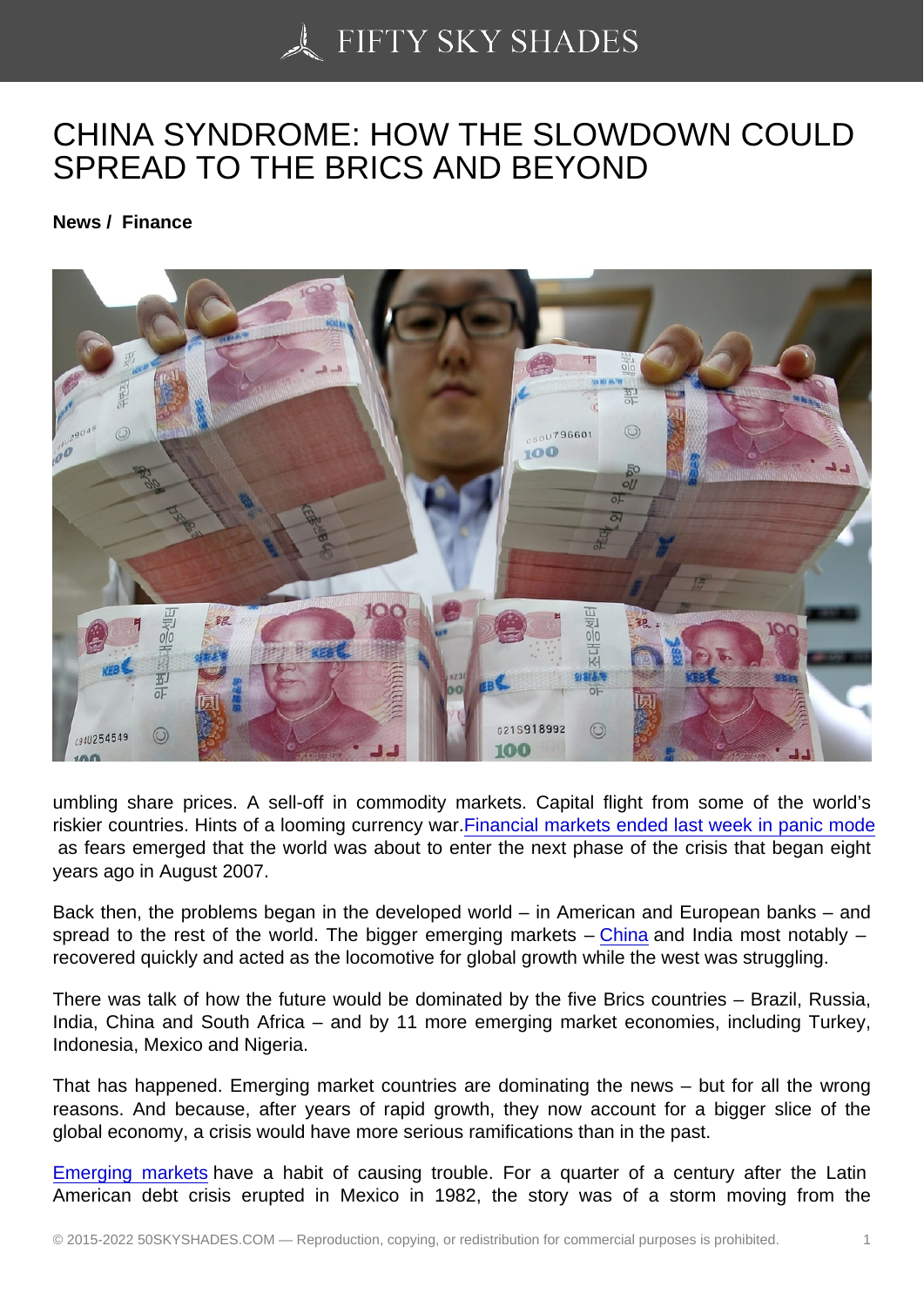# CHINA SYNDROME: HOW THE SLOWDOWN COULD SPREAD TO THE BRICS AND BEYOND

**News / Finance**

umbling share prices. A sell-off in commodity markets. Capital flight from some of the world's riskier countries. Hints of a looming currency war. Financial markets ended last week in panic mode as fears emerged that the world was about to enter the next phase of the crisis that began eight years ago in August 2007.

Back then, the problems began in the developed world – in American and European banks – and spread to the rest of the world. The bigger emerging markets – China and India most notably – recovered quickly and acted as the locomotive for global growth while the west was struggling.

There was talk of how the future would be dominated by the five Brics countries – Brazil, Russia, India, China and South Africa – and by 11 more emerging market economies, including Turkey, Indonesia, Mexico and Nigeria.

That has happened. Emerging market countries are dominating the news – but for all the wrong reasons. And because, after years of rapid growth, they now account for a bigger slice of the global economy, a crisis would have more serious ramifications than in the past.

Emerging markets have a habit of causing trouble. For a quarter of a century after the Latin American debt crisis erupted in Mexico in 1982, the story was of a storm moving from the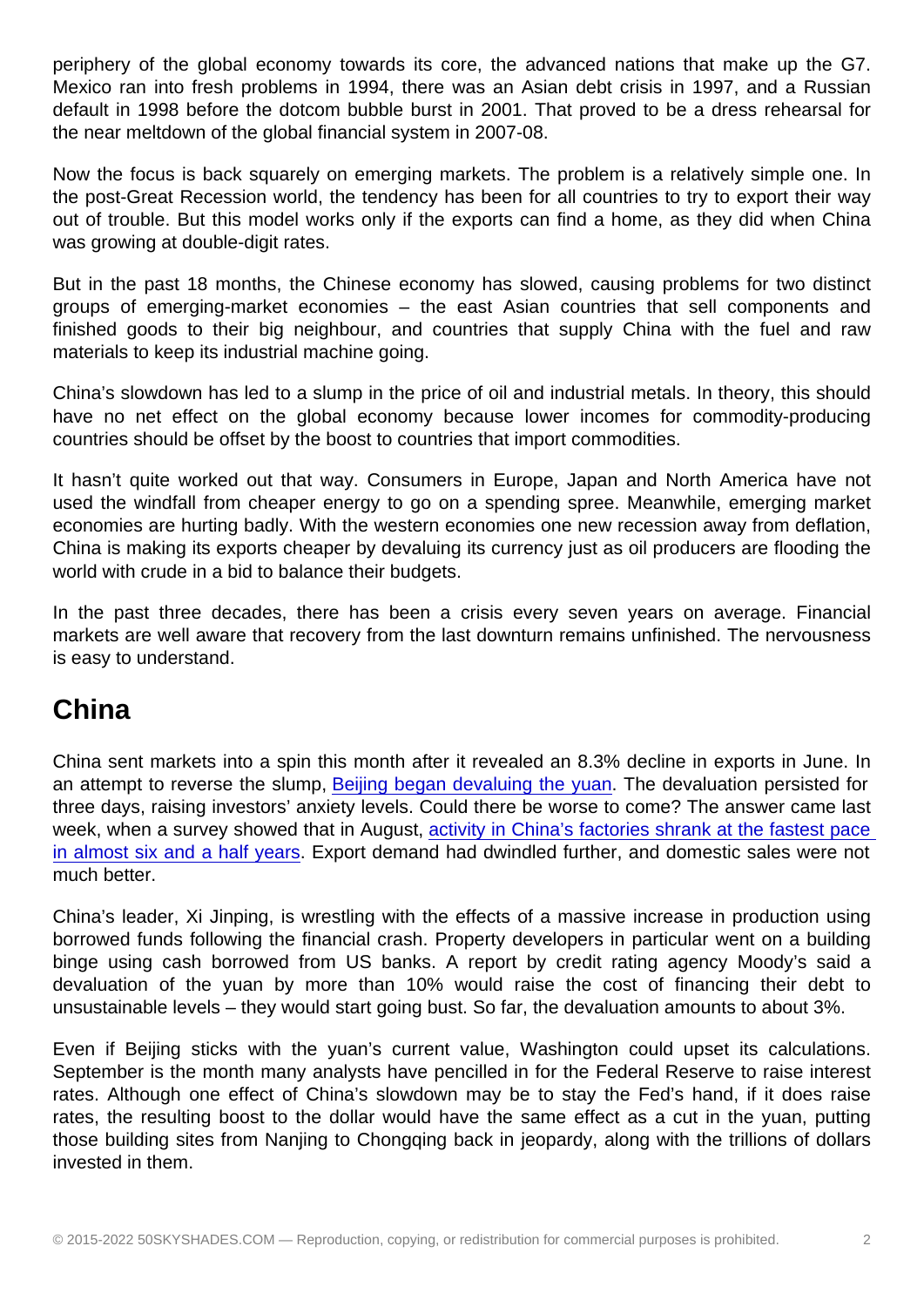periphery of the global economy towards its core, the advanced nations that make up the G7. Mexico ran into fresh problems in 1994, there was an Asian debt crisis in 1997, and a Russian default in 1998 before the dotcom bubble burst in 2001. That proved to be a dress rehearsal for the near meltdown of the global financial system in 2007-08.

Now the focus is back squarely on emerging markets. The problem is a relatively simple one. In the post-Great Recession world, the tendency has been for all countries to try to export their way out of trouble. But this model works only if the exports can find a home, as they did when China was growing at double-digit rates.

But in the past 18 months, the Chinese economy has slowed, causing problems for two distinct groups of emerging-market economies – the east Asian countries that sell components and finished goods to their big neighbour, and countries that supply China with the fuel and raw materials to keep its industrial machine going.

China's slowdown has led to a slump in the price of oil and industrial metals. In theory, this should have no net effect on the global economy because lower incomes for commodity-producing countries should be offset by the boost to countries that import commodities.

It hasn't quite worked out that way. Consumers in Europe, Japan and North America have not used the windfall from cheaper energy to go on a spending spree. Meanwhile, emerging market economies are hurting badly. With the western economies one new recession away from deflation, China is making its exports cheaper by devaluing its currency just as oil producers are flooding the world with crude in a bid to balance their budgets.

In the past three decades, there has been a crisis every seven years on average. Financial markets are well aware that recovery from the last downturn remains unfinished. The nervousness is easy to understand.

## China

China sent markets into a spin this month after it revealed an 8.3% decline in exports in June. In an attempt to reverse the slump, Beijing began devaluing the yuan. The devaluation persisted for three days, raising investors' anxiety levels. Could there be worse to come? The answer came last week, when a survey showed that in August, activity in China's factories shrank at the fastest pace in almost six and a half years. Export demand had dwindled further, and domestic sales were not much better.

China's leader, Xi Jinping, is wrestling with the effects of a massive increase in production using borrowed funds following the financial crash. Property developers in particular went on a building binge using cash borrowed from US banks. A report by credit rating agency Moody's said a devaluation of the yuan by more than 10% would raise the cost of financing their debt to unsustainable levels – they would start going bust. So far, the devaluation amounts to about 3%.

Even if Beijing sticks with the yuan's current value, Washington could upset its calculations. September is the month many analysts have pencilled in for the Federal Reserve to raise interest rates. Although one effect of China's slowdown may be to stay the Fed's hand, if it does raise rates, the resulting boost to the dollar would have the same effect as a cut in the yuan, putting those building sites from Nanjing to Chongqing back in jeopardy, along with the trillions of dollars invested in them.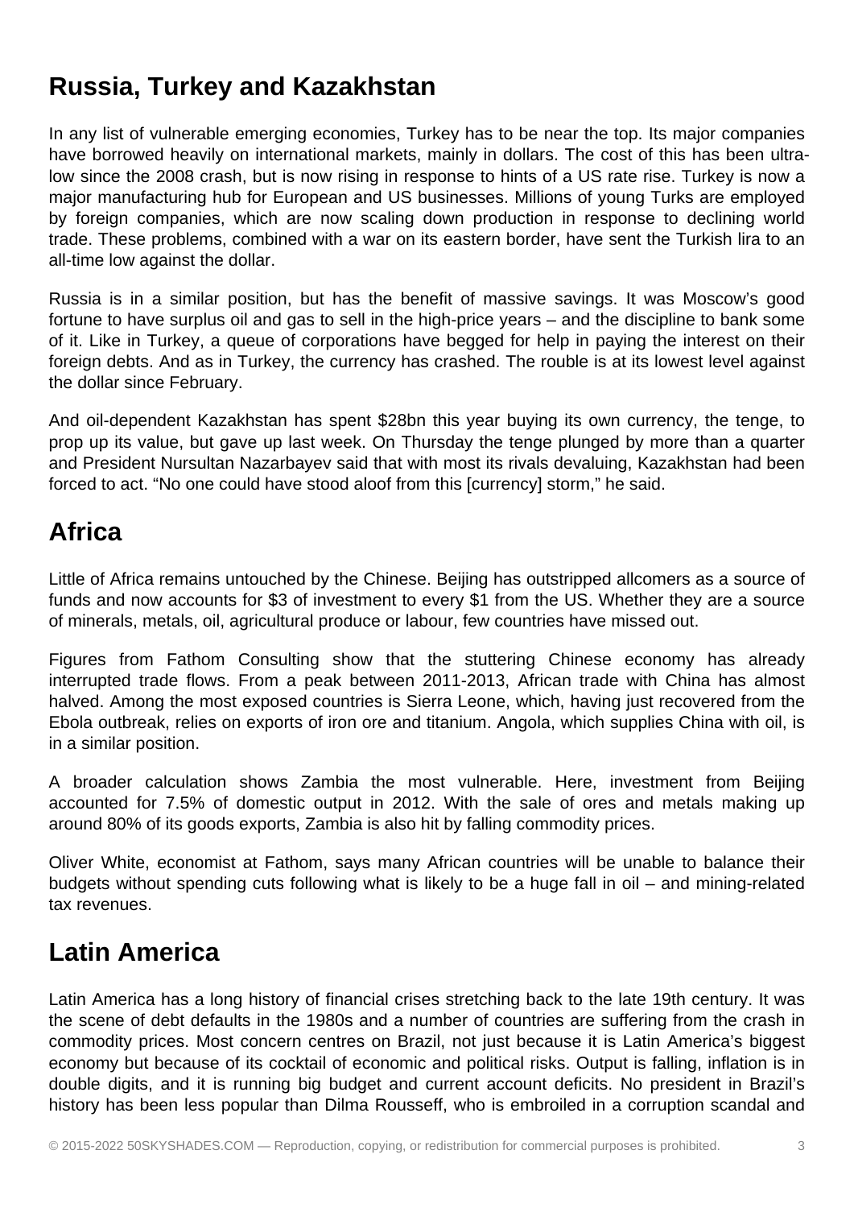## Russia, Turkey and Kazakhstan

In any list of vulnerable emerging economies, Turkey has to be near the top. Its major companies have borrowed heavily on international markets, mainly in dollars. The cost of this has been ultra-low since the 2008 crash, but is now rising in response to hints of a US rate rise. Turkey is now a major manufacturing hub for European and US businesses. Millions of young Turks are employed by foreign companies, which are now scaling down production in response to declining world trade. These problems, combined with a war on its eastern border, have sent the Turkish lira to an all-time low against the dollar.

Russia is in a similar position, but has the benefit of massive savings. It was Moscow's good fortune to have surplus oil and gas to sell in the high-price years – and the discipline to bank some of it. Like in Turkey, a queue of corporations have begged for help in paying the interest on their foreign debts. And as in Turkey, the currency has crashed. The rouble is at its lowest level against the dollar since February.

And oil-dependent Kazakhstan has spent $28bn this year buying its own currency, the tenge, to prop up its value, but gave up last week. On Thursday the tenge plunged by more than a quarter and President Nursultan Nazarbayev said that with most its rivals devaluing, Kazakhstan had been forced to act. "No one could have stood aloof from this [currency] storm," he said.

## Africa

Little of Africa remains untouched by the Chinese. Beijing has outstripped allcomers as a source of funds and now accounts for $3 of investment to every $1 from the US. Whether they are a source of minerals, metals, oil, agricultural produce or labour, few countries have missed out.

Figures from Fathom Consulting show that the stuttering Chinese economy has already interrupted trade flows. From a peak between 2011-2013, African trade with China has almost halved. Among the most exposed countries is Sierra Leone, which, having just recovered from the Ebola outbreak, relies on exports of iron ore and titanium. Angola, which supplies China with oil, is in a similar position.

A broader calculation shows Zambia the most vulnerable. Here, investment from Beijing accounted for 7.5% of domestic output in 2012. With the sale of ores and metals making up around 80% of its goods exports, Zambia is also hit by falling commodity prices.

Oliver White, economist at Fathom, says many African countries will be unable to balance their budgets without spending cuts following what is likely to be a huge fall in oil – and mining-related tax revenues.

## Latin America

Latin America has a long history of financial crises stretching back to the late 19th century. It was the scene of debt defaults in the 1980s and a number of countries are suffering from the crash in commodity prices. Most concern centres on Brazil, not just because it is Latin America's biggest economy but because of its cocktail of economic and political risks. Output is falling, inflation is in double digits, and it is running big budget and current account deficits. No president in Brazil's history has been less popular than Dilma Rousseff, who is embroiled in a corruption scandal and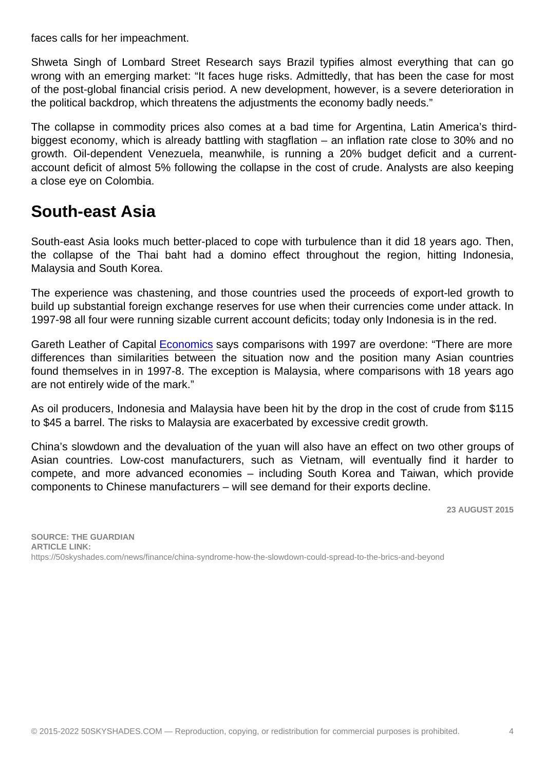faces calls for her impeachment.

Shweta Singh of Lombard Street Research says Brazil typifies almost everything that can go wrong with an emerging market: "It faces huge risks. Admittedly, that has been the case for most of the post-global financial crisis period. A new development, however, is a severe deterioration in the political backdrop, which threatens the adjustments the economy badly needs."

The collapse in commodity prices also comes at a bad time for Argentina, Latin America's third-biggest economy, which is already battling with stagflation – an inflation rate close to 30% and no growth. Oil-dependent Venezuela, meanwhile, is running a 20% budget deficit and a current-account deficit of almost 5% following the collapse in the cost of crude. Analysts are also keeping a close eye on Colombia.

## South-east Asia

South-east Asia looks much better-placed to cope with turbulence than it did 18 years ago. Then, the collapse of the Thai baht had a domino effect throughout the region, hitting Indonesia, Malaysia and South Korea.

The experience was chastening, and those countries used the proceeds of export-led growth to build up substantial foreign exchange reserves for use when their currencies come under attack. In 1997-98 all four were running sizable current account deficits; today only Indonesia is in the red.

Gareth Leather of Capital Economics says comparisons with 1997 are overdone: "There are more differences than similarities between the situation now and the position many Asian countries found themselves in in 1997-8. The exception is Malaysia, where comparisons with 18 years ago are not entirely wide of the mark."

As oil producers, Indonesia and Malaysia have been hit by the drop in the cost of crude from $115 to $45 a barrel. The risks to Malaysia are exacerbated by excessive credit growth.

China's slowdown and the devaluation of the yuan will also have an effect on two other groups of Asian countries. Low-cost manufacturers, such as Vietnam, will eventually find it harder to compete, and more advanced economies – including South Korea and Taiwan, which provide components to Chinese manufacturers – will see demand for their exports decline.

**23 AUGUST 2015**

**SOURCE: THE GUARDIAN**
**ARTICLE LINK:**
https://50skyshades.com/news/finance/china-syndrome-how-the-slowdown-could-spread-to-the-brics-and-beyond